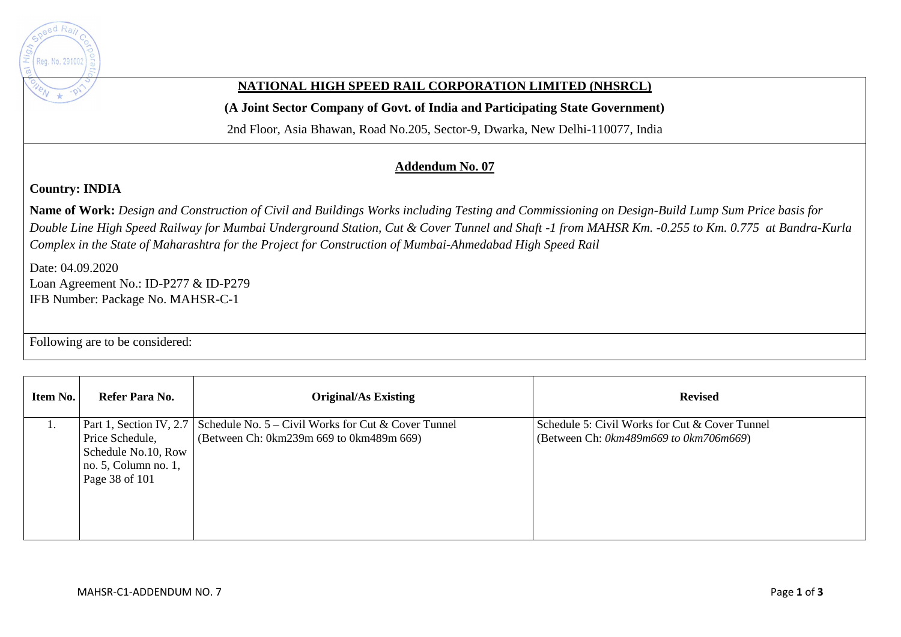## NATIONAL HIGH SPEED RAIL CORPORATION LIMITED (NHSRCL)

**(A Joint Sector Company of Govt. of India and Participating State Government)**

2nd Floor, Asia Bhawan, Road No.205, Sector-9, Dwarka, New Delhi-110077, India

## Addendum No. 07

**Country: INDIA**

**Name of Work:** *Design and Construction of Civil and Buildings Works including Testing and Commissioning on Design-Build Lump Sum Price basis for Double Line High Speed Railway for Mumbai Underground Station, Cut & Cover Tunnel and Shaft -1 from MAHSR Km. -0.255 to Km. 0.775 at Bandra-Kurla Complex in the State of Maharashtra for the Project for Construction of Mumbai-Ahmedabad High Speed Rail*

Date: 04.09.2020
Loan Agreement No.: ID-P277 & ID-P279
IFB Number: Package No. MAHSR-C-1

Following are to be considered:

| Item No. | Refer Para No. | Original/As Existing | Revised |
|---|---|---|---|
| 1. | Part 1, Section IV, 2.7 Price Schedule, Schedule No.10, Row no. 5, Column no. 1, Page 38 of 101 | Schedule No. 5 – Civil Works for Cut & Cover Tunnel (Between Ch: 0km239m 669 to 0km489m 669) | Schedule 5: Civil Works for Cut & Cover Tunnel (Between Ch: *0km489m669 to 0km706m669*) |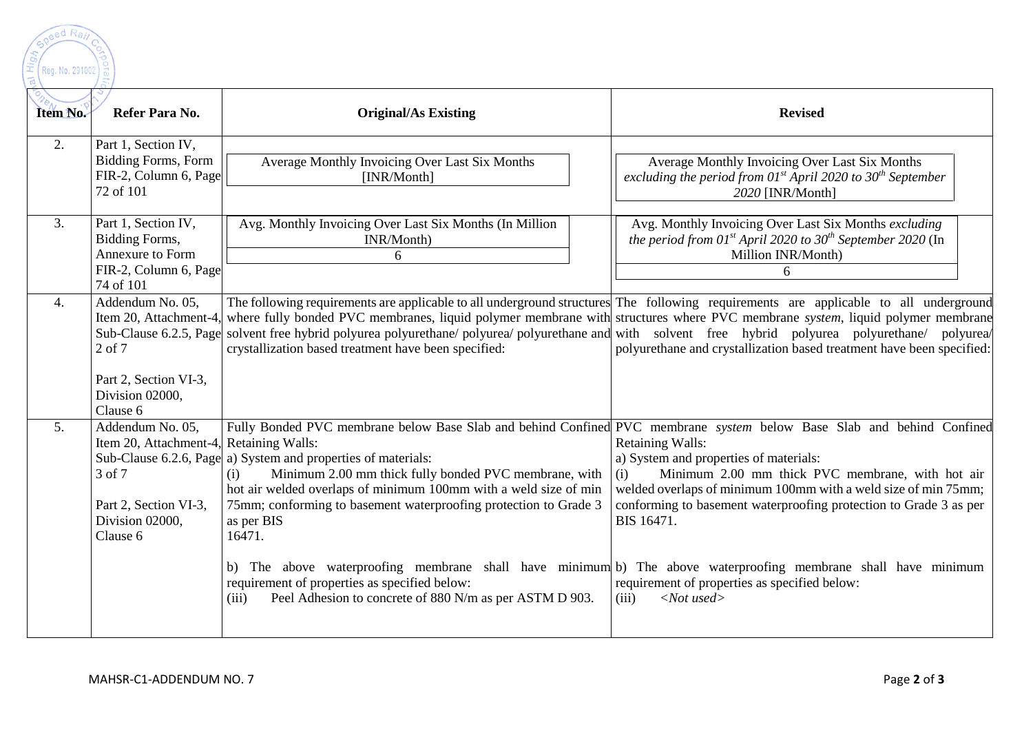| Item No. | Refer Para No. | Original/As Existing | Revised |
|---|---|---|---|
| 2. | Part 1, Section IV, Bidding Forms, Form FIR-2, Column 6, Page 72 of 101 | Average Monthly Invoicing Over Last Six Months [INR/Month] | Average Monthly Invoicing Over Last Six Months *excluding the period from 01st April 2020 to 30th September 2020* [INR/Month] |
| 3. | Part 1, Section IV, Bidding Forms, Annexure to Form FIR-2, Column 6, Page 74 of 101 | Avg. Monthly Invoicing Over Last Six Months (In Million INR/Month)<br>6 | Avg. Monthly Invoicing Over Last Six Months *excluding the period from 01st April 2020 to 30th September 2020* (In Million INR/Month)<br>6 |
| 4. | Addendum No. 05, Item 20, Attachment-4, Sub-Clause 6.2.5, Page 2 of 7<br><br>Part 2, Section VI-3, Division 02000, Clause 6 | The following requirements are applicable to all underground structures where fully bonded PVC membranes, liquid polymer membrane with solvent free hybrid polyurea polyurethane/ polyurea/ polyurethane and crystallization based treatment have been specified: | The following requirements are applicable to all underground structures where PVC membrane *system*, liquid polymer membrane with solvent free hybrid polyurea polyurethane/ polyurea/ polyurethane and crystallization based treatment have been specified: |
| 5. | Addendum No. 05, Item 20, Attachment-4, Sub-Clause 6.2.6, Page 3 of 7<br><br>Part 2, Section VI-3, Division 02000, Clause 6 | Fully Bonded PVC membrane below Base Slab and behind Confined Retaining Walls:<br>a) System and properties of materials:<br>(i) Minimum 2.00 mm thick fully bonded PVC membrane, with hot air welded overlaps of minimum 100mm with a weld size of min 75mm; conforming to basement waterproofing protection to Grade 3 as per BIS 16471.<br><br>b) The above waterproofing membrane shall have minimum requirement of properties as specified below:<br>(iii) Peel Adhesion to concrete of 880 N/m as per ASTM D 903. | PVC membrane *system* below Base Slab and behind Confined Retaining Walls:<br>a) System and properties of materials:<br>(i) Minimum 2.00 mm thick PVC membrane, with hot air welded overlaps of minimum 100mm with a weld size of min 75mm; conforming to basement waterproofing protection to Grade 3 as per BIS 16471.<br><br>b) The above waterproofing membrane shall have minimum requirement of properties as specified below:<br>(iii) *<Not used>* |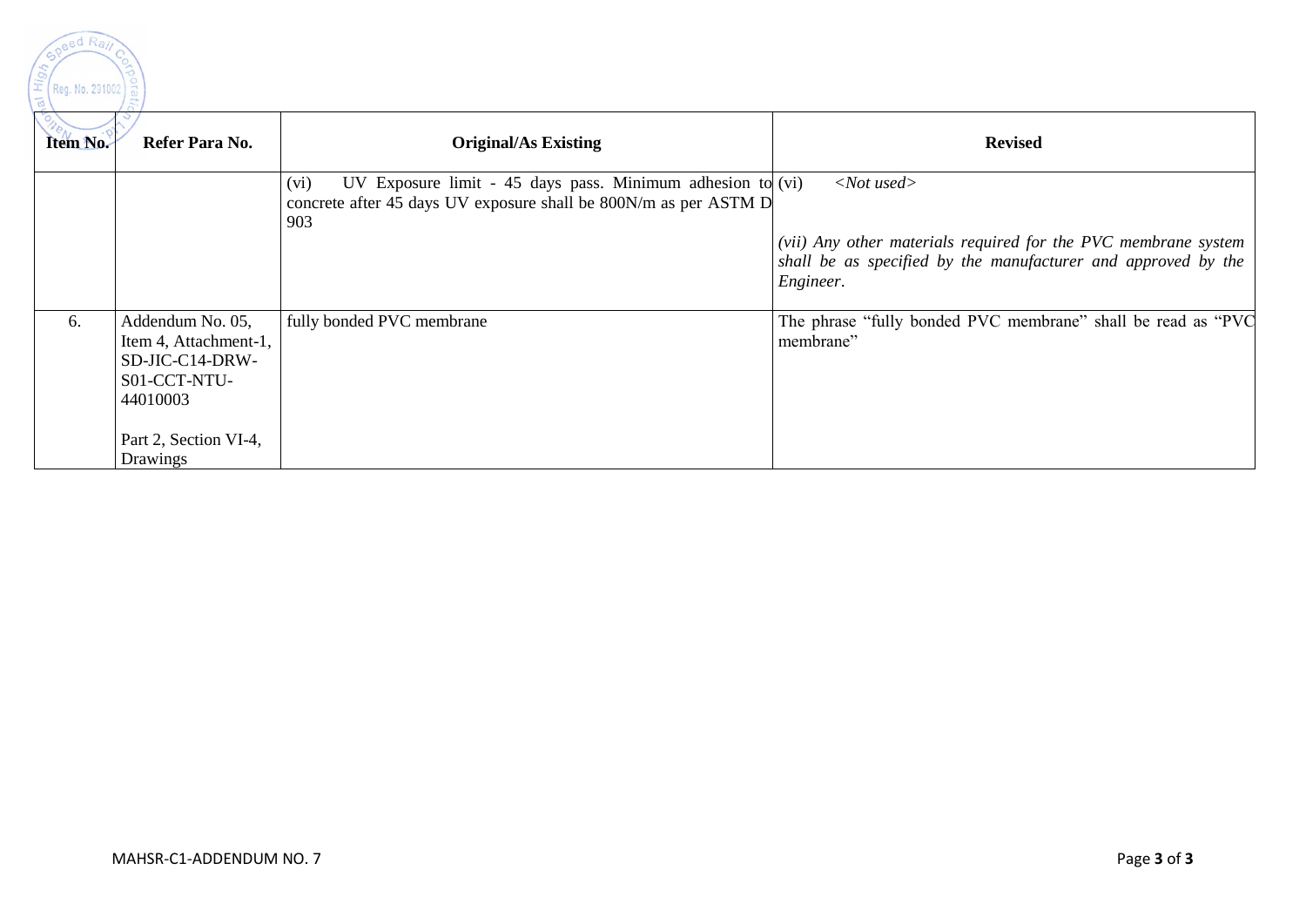| Item No. | Refer Para No. | Original/As Existing | Revised |
|---|---|---|---|
| | | (vi) UV Exposure limit - 45 days pass. Minimum adhesion to concrete after 45 days UV exposure shall be 800N/m as per ASTM D 903 | (vi) *<Not used>*<br><br>*(vii) Any other materials required for the PVC membrane system shall be as specified by the manufacturer and approved by the Engineer.* |
| 6. | Addendum No. 05, Item 4, Attachment-1, SD-JIC-C14-DRW-S01-CCT-NTU-44010003<br><br>Part 2, Section VI-4, Drawings | fully bonded PVC membrane | The phrase "fully bonded PVC membrane" shall be read as "PVC membrane" |